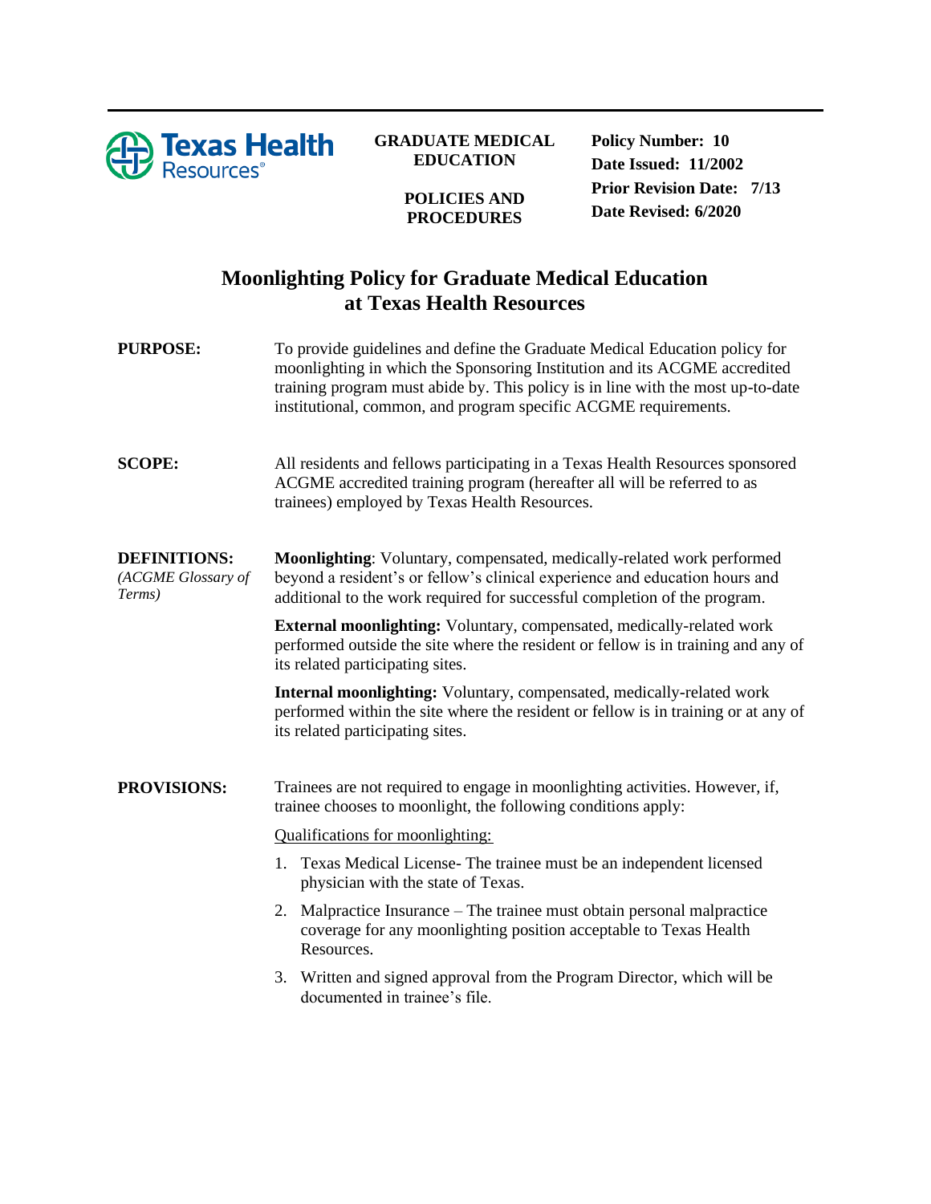Texas Health Resources

**GRADUATE MEDICAL EDUCATION**

**POLICIES AND PROCEDURES**

**Policy Number: 10**
**Date Issued: 11/2002**
**Prior Revision Date: 7/13**
**Date Revised: 6/2020**

# Moonlighting Policy for Graduate Medical Education at Texas Health Resources

**PURPOSE:** To provide guidelines and define the Graduate Medical Education policy for moonlighting in which the Sponsoring Institution and its ACGME accredited training program must abide by. This policy is in line with the most up-to-date institutional, common, and program specific ACGME requirements.

**SCOPE:** All residents and fellows participating in a Texas Health Resources sponsored ACGME accredited training program (hereafter all will be referred to as trainees) employed by Texas Health Resources.

**DEFINITIONS:** *(ACGME Glossary of Terms)*

**Moonlighting**: Voluntary, compensated, medically-related work performed beyond a resident's or fellow's clinical experience and education hours and additional to the work required for successful completion of the program.

**External moonlighting:** Voluntary, compensated, medically-related work performed outside the site where the resident or fellow is in training and any of its related participating sites.

**Internal moonlighting:** Voluntary, compensated, medically-related work performed within the site where the resident or fellow is in training or at any of its related participating sites.

**PROVISIONS:** Trainees are not required to engage in moonlighting activities. However, if, trainee chooses to moonlight, the following conditions apply:

Qualifications for moonlighting:

1. Texas Medical License- The trainee must be an independent licensed physician with the state of Texas.
2. Malpractice Insurance – The trainee must obtain personal malpractice coverage for any moonlighting position acceptable to Texas Health Resources.
3. Written and signed approval from the Program Director, which will be documented in trainee's file.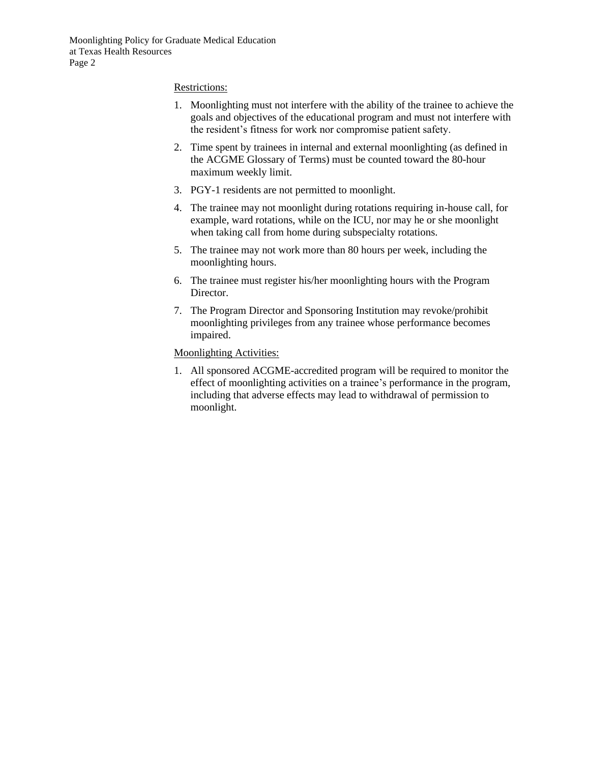Restrictions:

1. Moonlighting must not interfere with the ability of the trainee to achieve the goals and objectives of the educational program and must not interfere with the resident's fitness for work nor compromise patient safety.
2. Time spent by trainees in internal and external moonlighting (as defined in the ACGME Glossary of Terms) must be counted toward the 80-hour maximum weekly limit.
3. PGY-1 residents are not permitted to moonlight.
4. The trainee may not moonlight during rotations requiring in-house call, for example, ward rotations, while on the ICU, nor may he or she moonlight when taking call from home during subspecialty rotations.
5. The trainee may not work more than 80 hours per week, including the moonlighting hours.
6. The trainee must register his/her moonlighting hours with the Program Director.
7. The Program Director and Sponsoring Institution may revoke/prohibit moonlighting privileges from any trainee whose performance becomes impaired.

Moonlighting Activities:

1. All sponsored ACGME-accredited program will be required to monitor the effect of moonlighting activities on a trainee's performance in the program, including that adverse effects may lead to withdrawal of permission to moonlight.